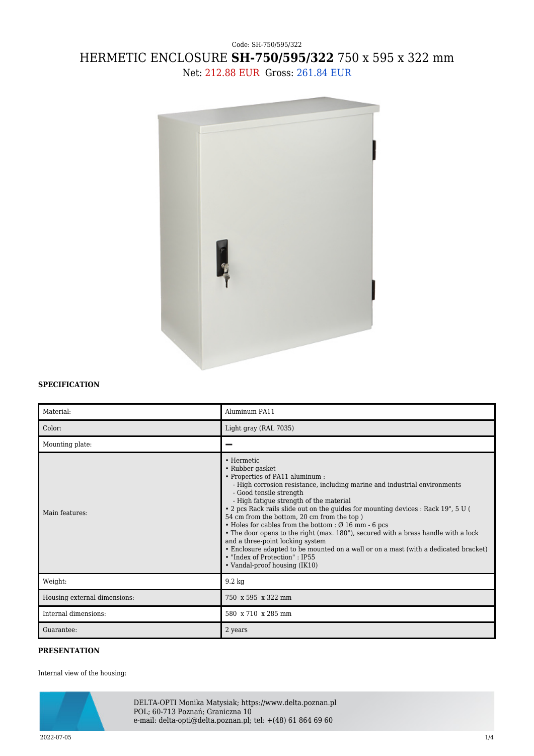Code: SH-750/595/322

# HERMETIC ENCLOSURE **SH-750/595/322** 750 x 595 x 322 mm

Net: 212.88 EUR Gross: 261.84 EUR

### SPECIFICATION

| | |
|---|---|
| Material: | Aluminum PA11 |
| Color: | Light gray (RAL 7035) |
| Mounting plate: | – |
| Main features: | • Hermetic<br>• Rubber gasket<br>• Properties of PA11 aluminum :<br>- High corrosion resistance, including marine and industrial environments<br>- Good tensile strength<br>- High fatigue strength of the material<br>• 2 pcs Rack rails slide out on the guides for mounting devices : Rack 19", 5 U ( 54 cm from the bottom, 20 cm from the top )<br>• Holes for cables from the bottom : Ø 16 mm - 6 pcs<br>• The door opens to the right (max. 180°), secured with a brass handle with a lock and a three-point locking system<br>• Enclosure adapted to be mounted on a wall or on a mast (with a dedicated bracket)<br>• "Index of Protection" : IP55<br>• Vandal-proof housing (IK10) |
| Weight: | 9.2 kg |
| Housing external dimensions: | 750 x 595 x 322 mm |
| Internal dimensions: | 580 x 710 x 285 mm |
| Guarantee: | 2 years |

### PRESENTATION

Internal view of the housing:

DELTA-OPTI Monika Matysiak; https://www.delta.poznan.pl
POL; 60-713 Poznań; Graniczna 10
e-mail: delta-opti@delta.poznan.pl; tel: +(48) 61 864 69 60

2022-07-05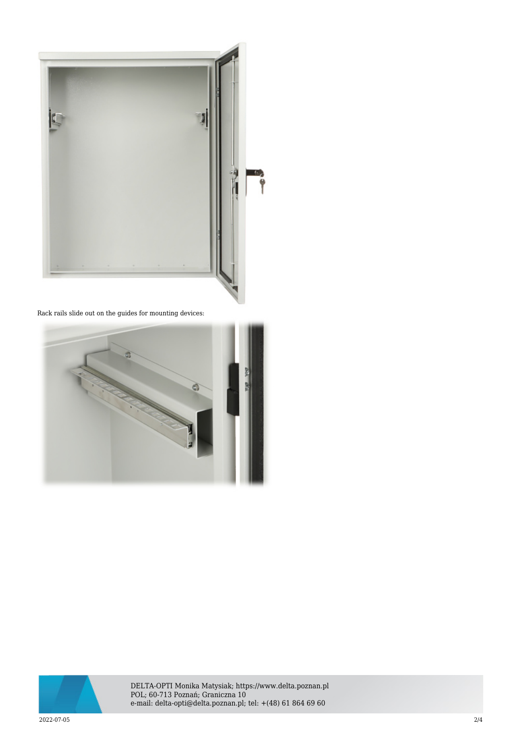Rack rails slide out on the guides for mounting devices: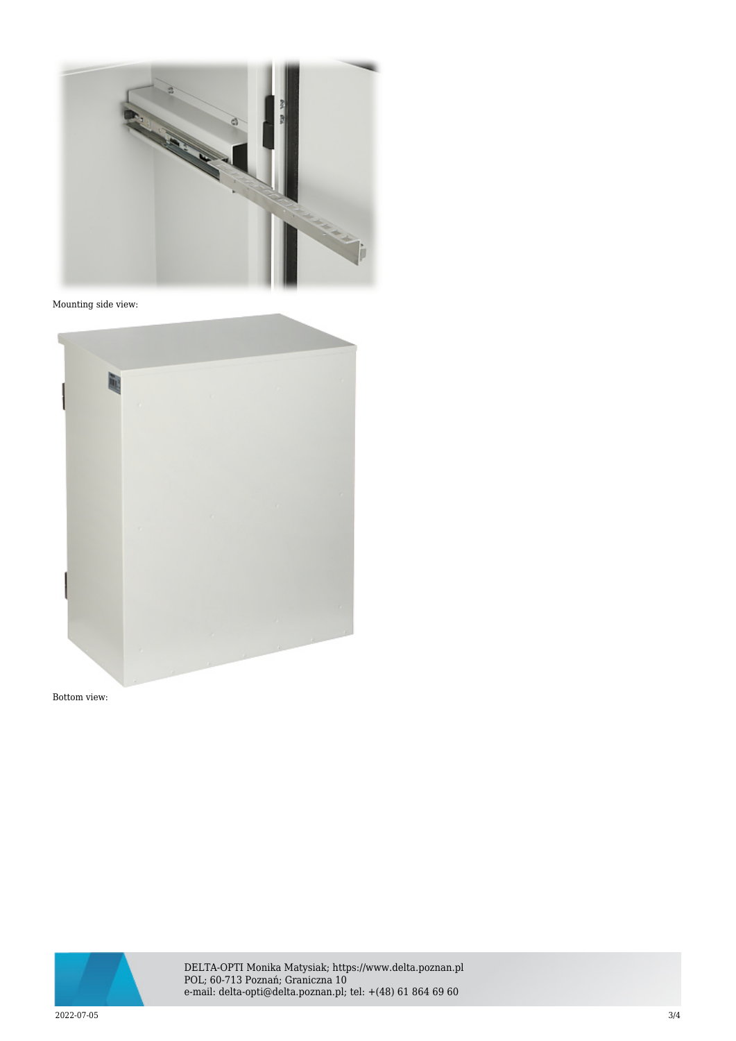Mounting side view:

Bottom view: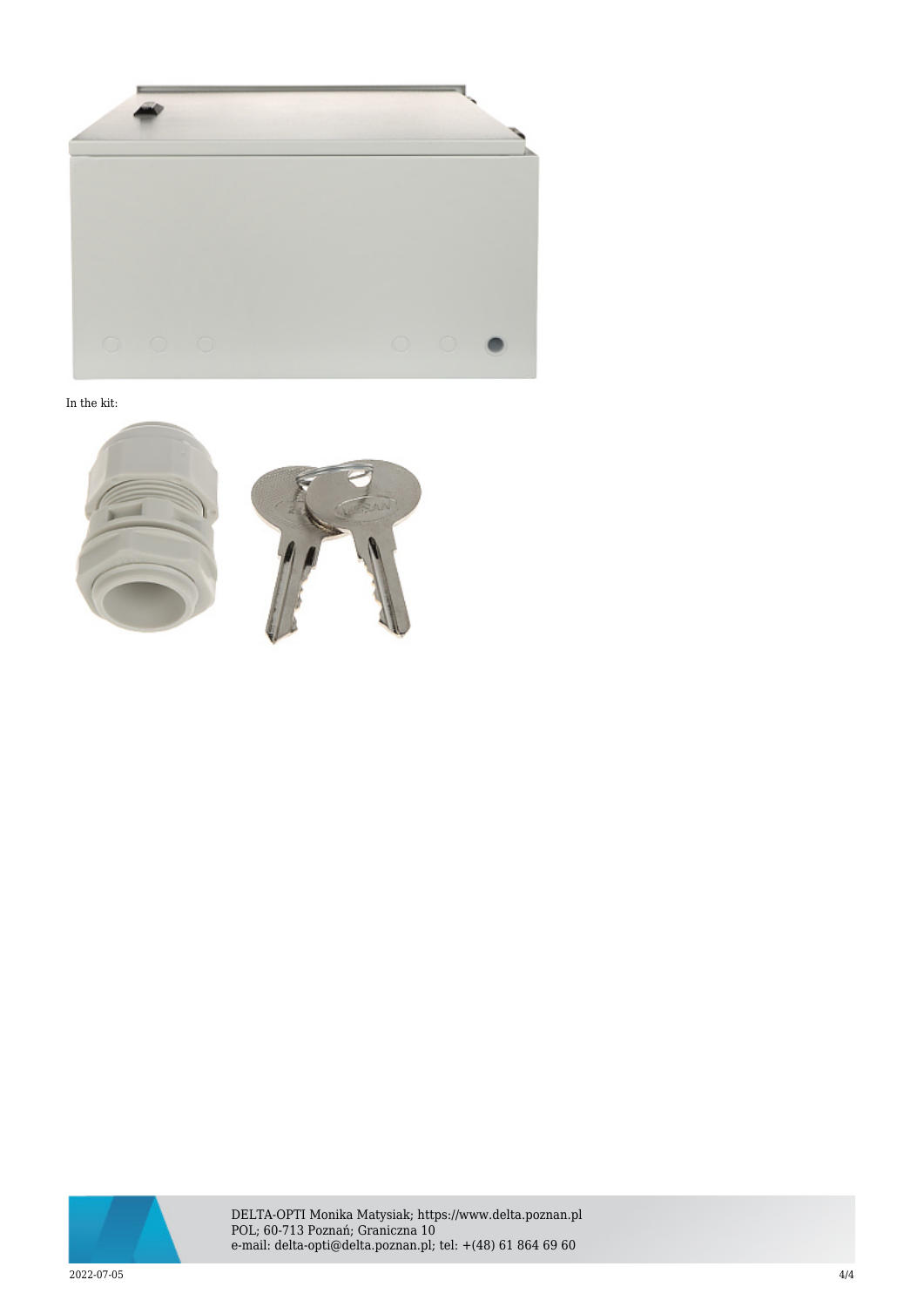In the kit: